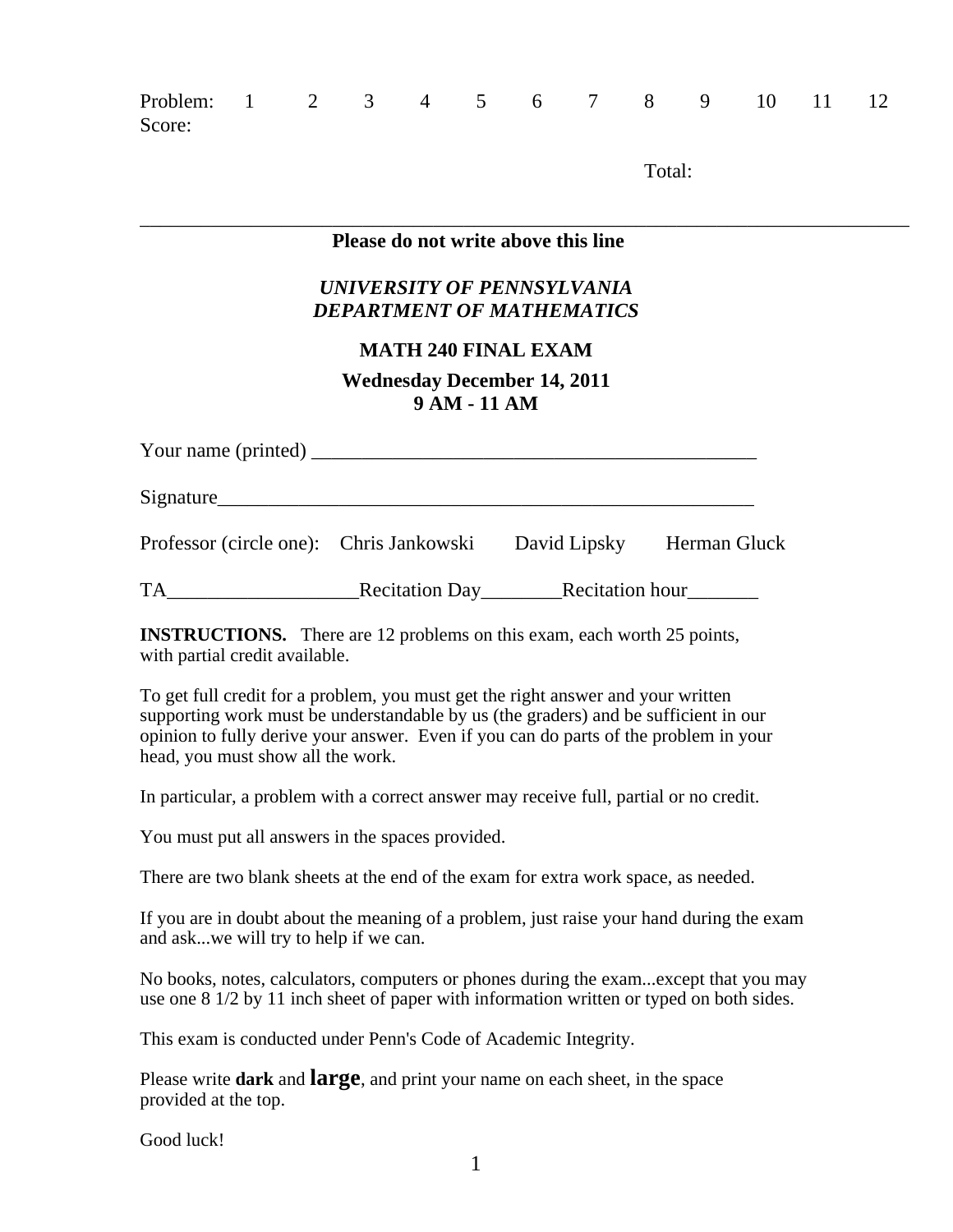| Problem: | 1 | 2 | 3 | 4 | 5 | 6 | 7 | 8 | 9 | 10 | 11 | 12 |
|---|---|---|---|---|---|---|---|---|---|---|---|---|
| Score: | | | | | | | | | | | | |

Total:

---

**Please do not write above this line**

***UNIVERSITY OF PENNSYLVANIA***
***DEPARTMENT OF MATHEMATICS***

# MATH 240 FINAL EXAM

**Wednesday December 14, 2011**
**9 AM - 11 AM**

Your name (printed) ____________________________________________

Signature______________________________________________________

Professor (circle one): Chris Jankowski David Lipsky Herman Gluck

TA___________________Recitation Day________Recitation hour_______

**INSTRUCTIONS.** There are 12 problems on this exam, each worth 25 points, with partial credit available.

To get full credit for a problem, you must get the right answer and your written supporting work must be understandable by us (the graders) and be sufficient in our opinion to fully derive your answer. Even if you can do parts of the problem in your head, you must show all the work.

In particular, a problem with a correct answer may receive full, partial or no credit.

You must put all answers in the spaces provided.

There are two blank sheets at the end of the exam for extra work space, as needed.

If you are in doubt about the meaning of a problem, just raise your hand during the exam and ask...we will try to help if we can.

No books, notes, calculators, computers or phones during the exam...except that you may use one 8 1/2 by 11 inch sheet of paper with information written or typed on both sides.

This exam is conducted under Penn's Code of Academic Integrity.

Please write **dark** and **large**, and print your name on each sheet, in the space provided at the top.

Good luck!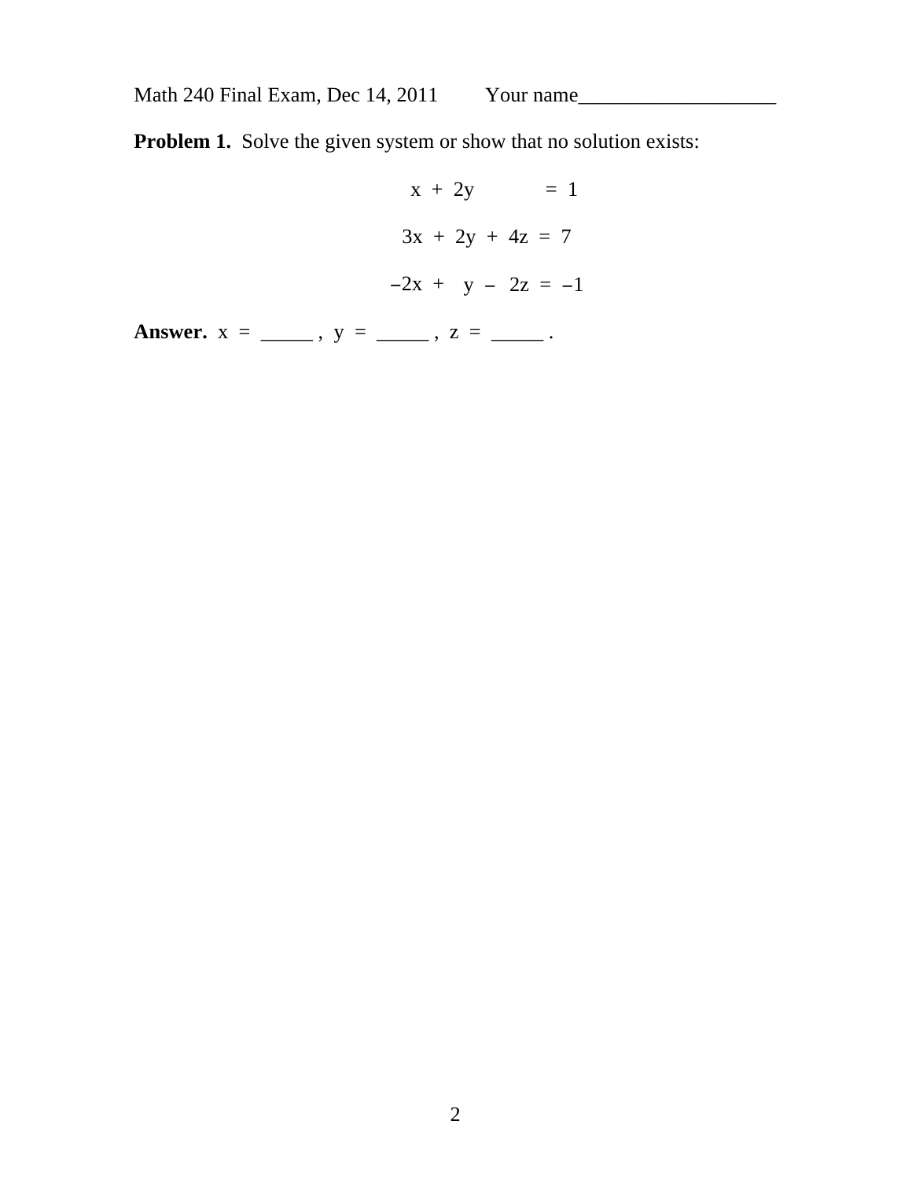Math 240 Final Exam, Dec 14, 2011 Your name___________________

**Problem 1.** Solve the given system or show that no solution exists:

$$
\begin{aligned}
x + 2y \phantom{{}+4z} &= 1 \\
3x + 2y + 4z &= 7 \\
-2x + y - 2z &= -1
\end{aligned}
$$

**Answer.** $x$ = _____ , $y$ = _____ , $z$ = _____ .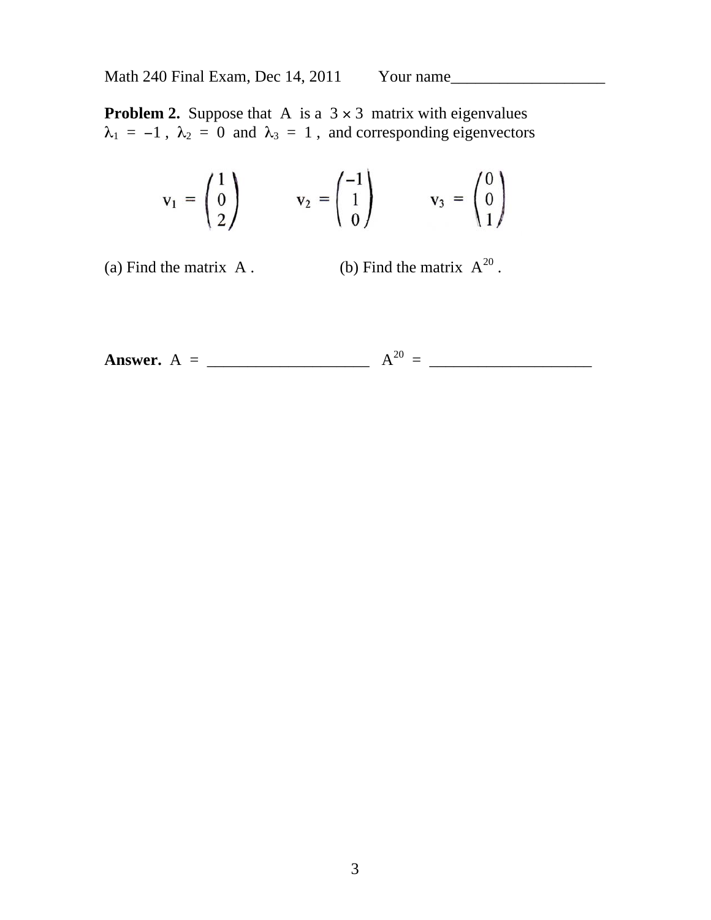Math 240 Final Exam, Dec 14, 2011 Your name___________________

**Problem 2.** Suppose that A is a $3 \times 3$ matrix with eigenvalues $\lambda_1 = -1$, $\lambda_2 = 0$ and $\lambda_3 = 1$, and corresponding eigenvectors

$$\mathrm{v}_1 = \begin{pmatrix} 1 \\ 0 \\ 2 \end{pmatrix} \qquad \mathrm{v}_2 = \begin{pmatrix} -1 \\ 1 \\ 0 \end{pmatrix} \qquad \mathrm{v}_3 = \begin{pmatrix} 0 \\ 0 \\ 1 \end{pmatrix}$$

(a) Find the matrix A . (b) Find the matrix $A^{20}$ .

**Answer.** A = ____________________ $A^{20}$ = ____________________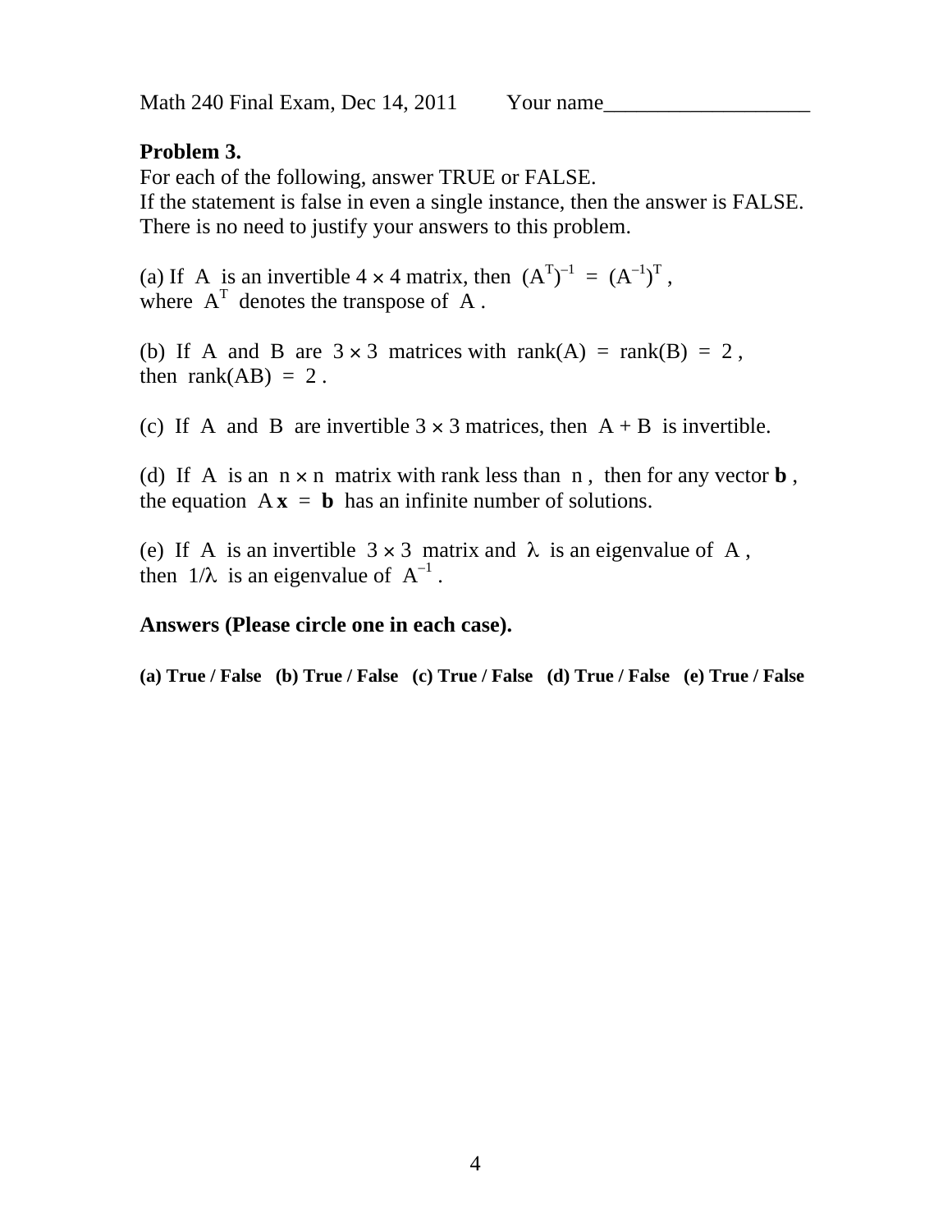Math 240 Final Exam, Dec 14, 2011 Your name___________________

**Problem 3.**

For each of the following, answer TRUE or FALSE.
If the statement is false in even a single instance, then the answer is FALSE.
There is no need to justify your answers to this problem.

(a) If $A$ is an invertible $4 \times 4$ matrix, then $(A^T)^{-1} = (A^{-1})^T$, where $A^T$ denotes the transpose of $A$.

(b) If $A$ and $B$ are $3 \times 3$ matrices with $\text{rank}(A) = \text{rank}(B) = 2$, then $\text{rank}(AB) = 2$.

(c) If $A$ and $B$ are invertible $3 \times 3$ matrices, then $A + B$ is invertible.

(d) If $A$ is an $n \times n$ matrix with rank less than $n$, then for any vector $\mathbf{b}$, the equation $A\mathbf{x} = \mathbf{b}$ has an infinite number of solutions.

(e) If $A$ is an invertible $3 \times 3$ matrix and $\lambda$ is an eigenvalue of $A$, then $1/\lambda$ is an eigenvalue of $A^{-1}$.

**Answers (Please circle one in each case).**

**(a) True / False (b) True / False (c) True / False (d) True / False (e) True / False**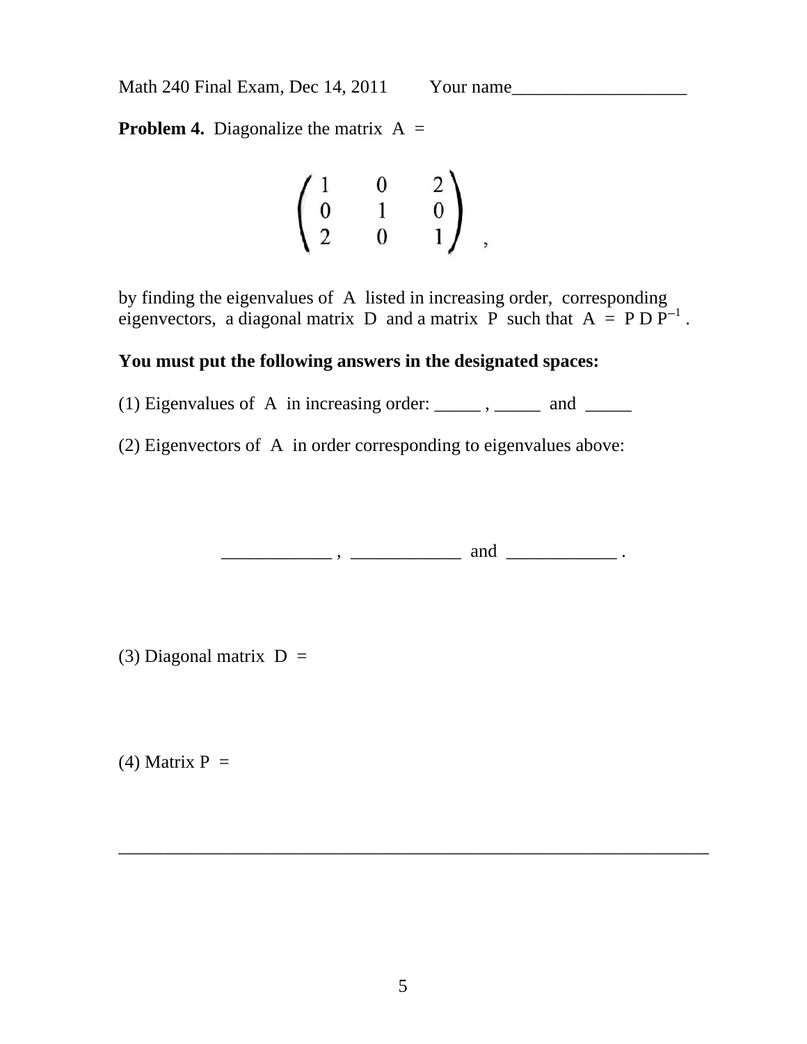Math 240 Final Exam, Dec 14, 2011 Your name___________________

**Problem 4.** Diagonalize the matrix A =

$$\begin{pmatrix} 1 & 0 & 2 \\ 0 & 1 & 0 \\ 2 & 0 & 1 \end{pmatrix},$$

by finding the eigenvalues of A listed in increasing order, corresponding eigenvectors, a diagonal matrix D and a matrix P such that $A = P D P^{-1}$.

**You must put the following answers in the designated spaces:**

(1) Eigenvalues of A in increasing order: _____ , _____ and _____

(2) Eigenvectors of A in order corresponding to eigenvalues above:

____________ , ____________ and ____________ .

(3) Diagonal matrix D =

(4) Matrix P =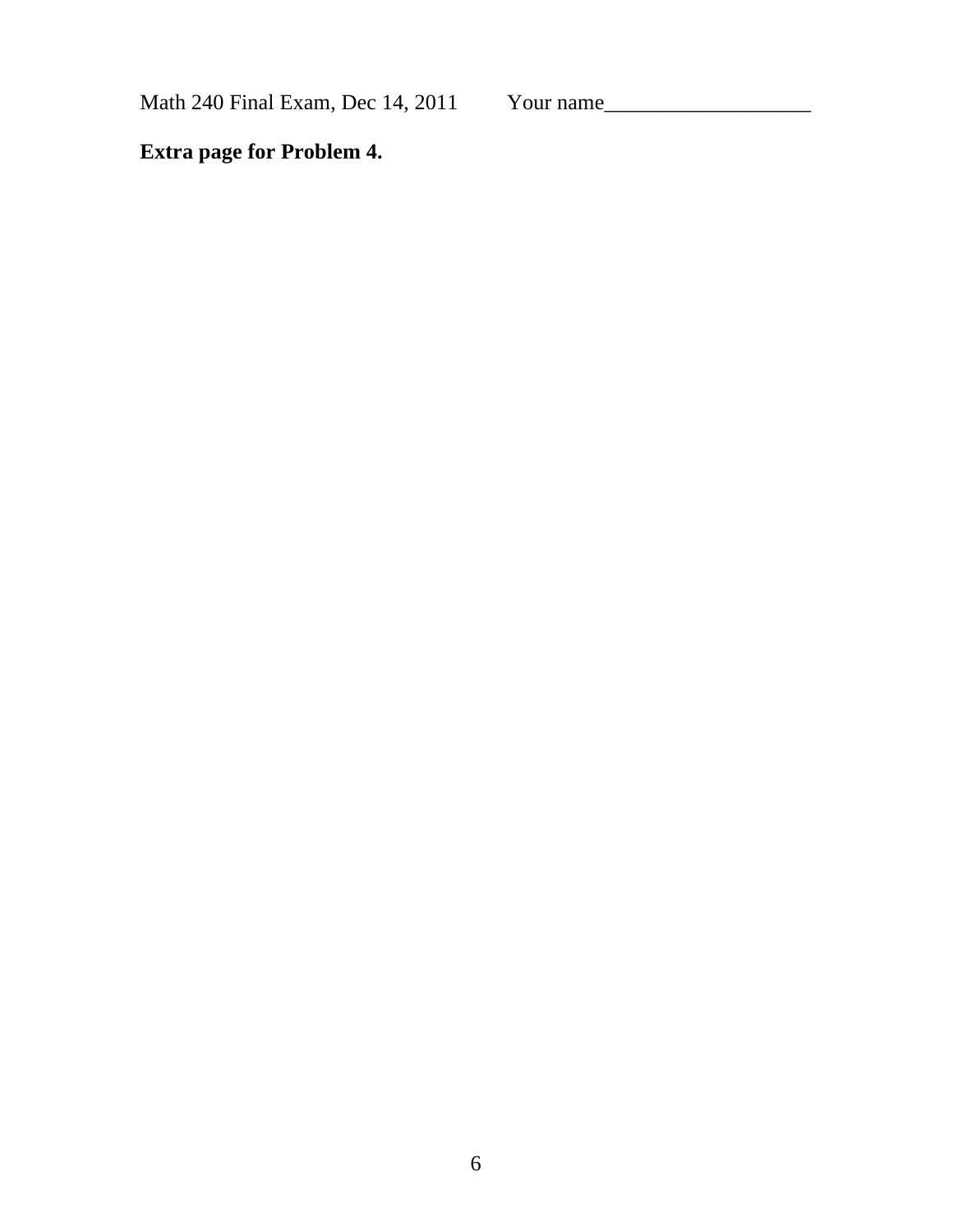**Extra page for Problem 4.**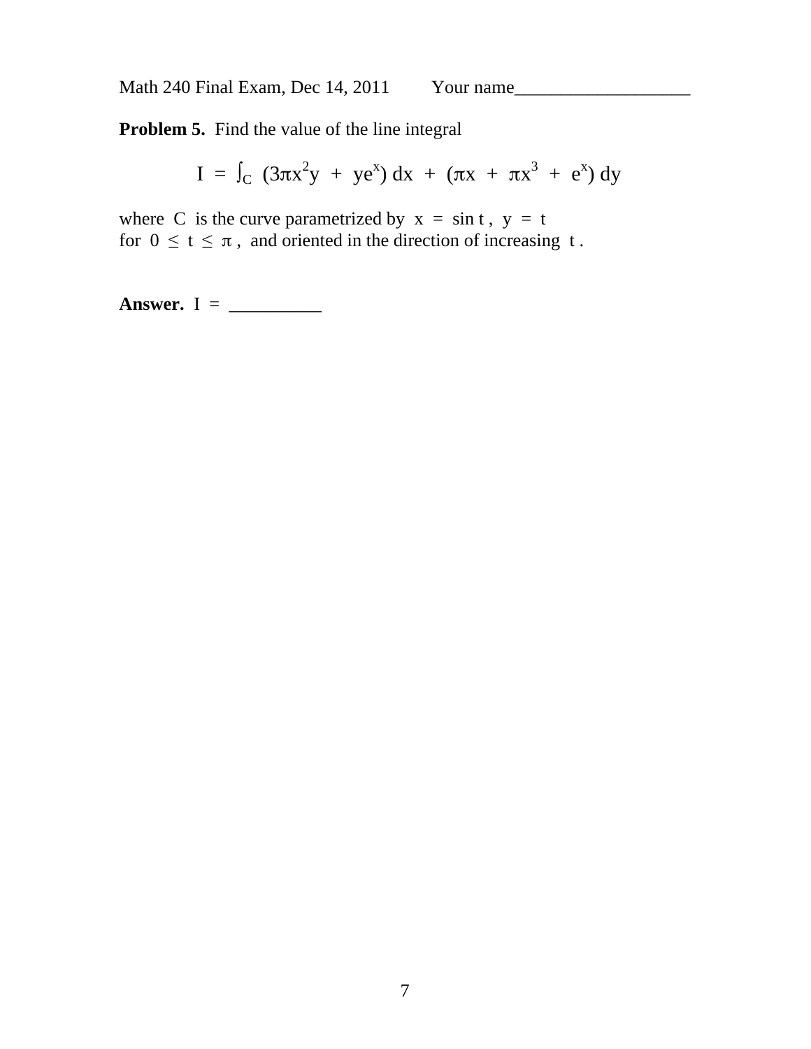Math 240 Final Exam, Dec 14, 2011 Your name___________________

**Problem 5.** Find the value of the line integral

$$I = \int_C (3\pi x^2 y + y e^x)\, dx + (\pi x + \pi x^3 + e^x)\, dy$$

where $C$ is the curve parametrized by $x = \sin t$, $y = t$ for $0 \le t \le \pi$, and oriented in the direction of increasing $t$.

**Answer.** $I =$ __________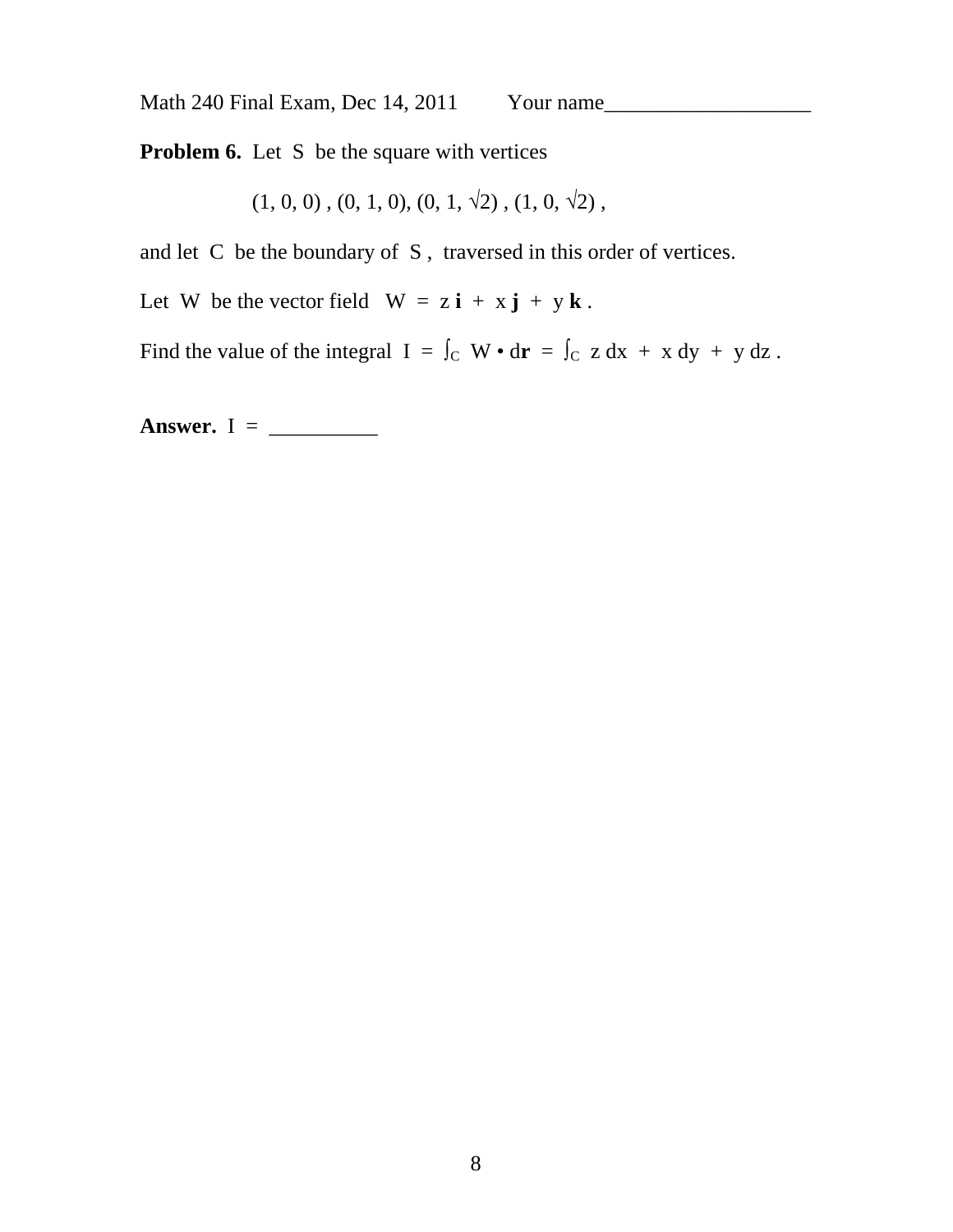Math 240 Final Exam, Dec 14, 2011        Your name___________________

**Problem 6.** Let S be the square with vertices

$$(1, 0, 0)\ ,\ (0, 1, 0),\ (0, 1, \sqrt{2})\ ,\ (1, 0, \sqrt{2})\ ,$$

and let C be the boundary of S, traversed in this order of vertices.

Let W be the vector field $W = z\,\mathbf{i} + x\,\mathbf{j} + y\,\mathbf{k}$ .

Find the value of the integral $I = \int_C W \cdot d\mathbf{r} = \int_C z\,dx + x\,dy + y\,dz$ .

**Answer.** I = __________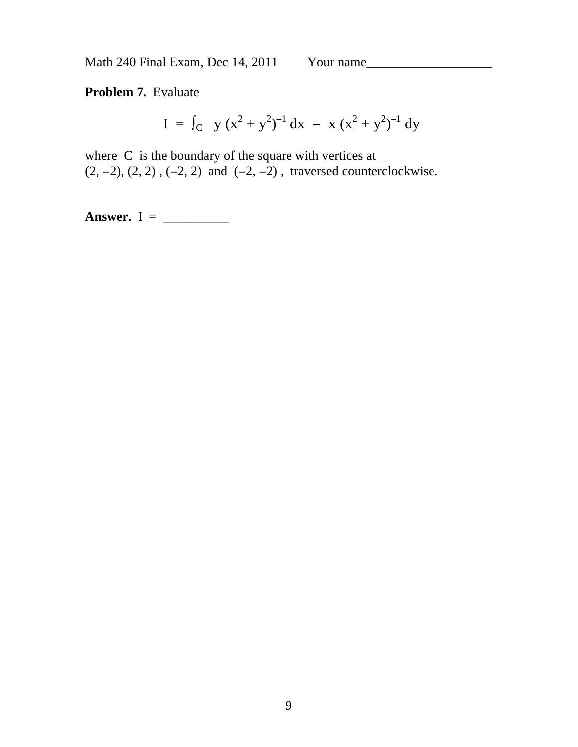Math 240 Final Exam, Dec 14, 2011 Your name___________________

**Problem 7.** Evaluate

$$I = \int_C \; y\,(x^2 + y^2)^{-1}\,dx \; - \; x\,(x^2 + y^2)^{-1}\,dy$$

where $C$ is the boundary of the square with vertices at $(2, -2)$, $(2, 2)$, $(-2, 2)$ and $(-2, -2)$, traversed counterclockwise.

**Answer.** $I$ = __________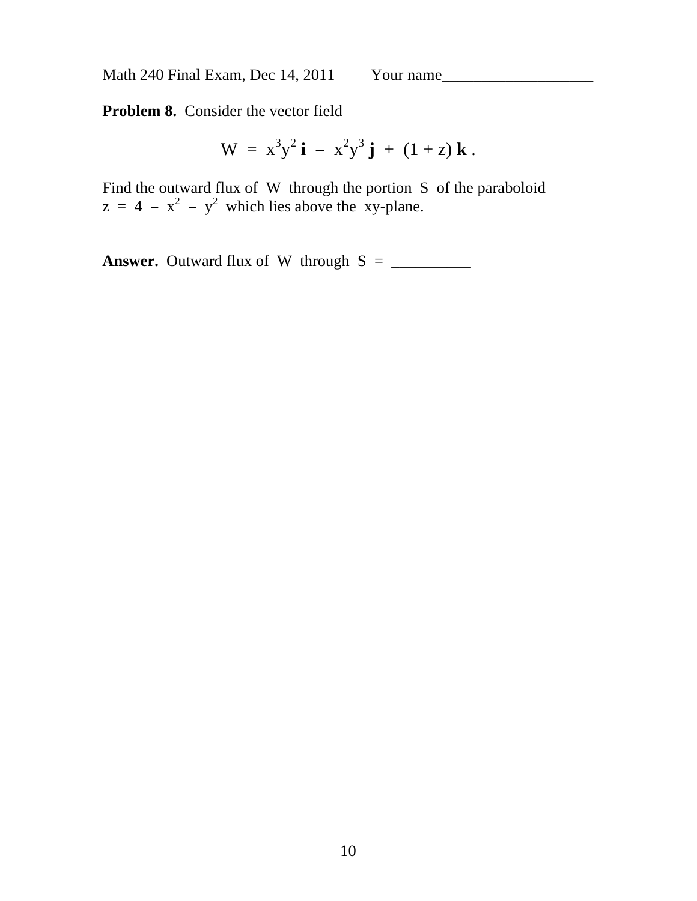Math 240 Final Exam, Dec 14, 2011 Your name___________________

**Problem 8.** Consider the vector field

$$W = x^3y^2\,\mathbf{i} - x^2y^3\,\mathbf{j} + (1 + z)\,\mathbf{k}\,.$$

Find the outward flux of $W$ through the portion $S$ of the paraboloid $z = 4 - x^2 - y^2$ which lies above the $xy$-plane.

**Answer.** Outward flux of $W$ through $S$ = __________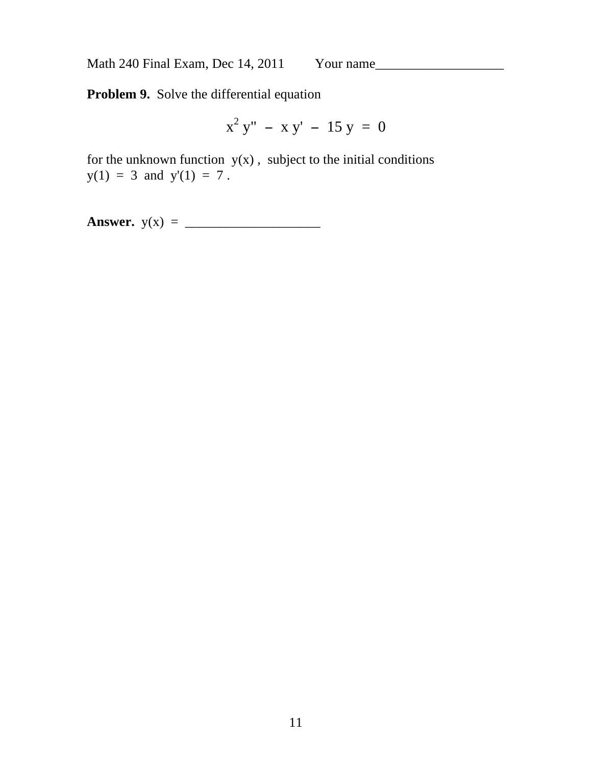Math 240 Final Exam, Dec 14, 2011 Your name___________________

**Problem 9.** Solve the differential equation

$$x^2 y'' - x y' - 15 y = 0$$

for the unknown function $y(x)$, subject to the initial conditions $y(1) = 3$ and $y'(1) = 7$.

**Answer.** $y(x)$ = ____________________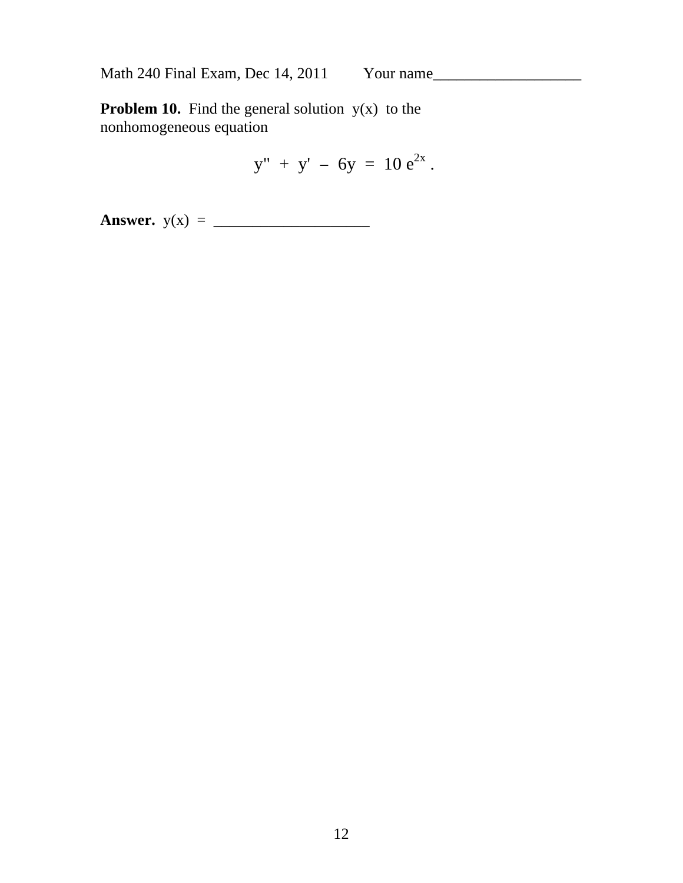Math 240 Final Exam, Dec 14, 2011 Your name___________________

**Problem 10.** Find the general solution $y(x)$ to the nonhomogeneous equation

$$y'' + y' - 6y = 10\, e^{2x} .$$

**Answer.** $y(x)$ = ____________________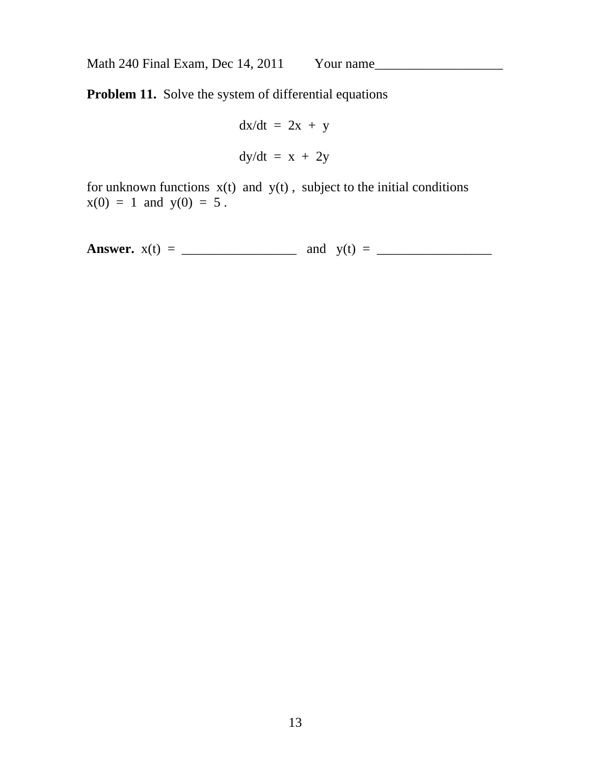Math 240 Final Exam, Dec 14, 2011 Your name___________________

**Problem 11.** Solve the system of differential equations

$$dx/dt = 2x + y$$

$$dy/dt = x + 2y$$

for unknown functions $x(t)$ and $y(t)$, subject to the initial conditions $x(0) = 1$ and $y(0) = 5$.

**Answer.** $x(t)$ = _________________ and $y(t)$ = _________________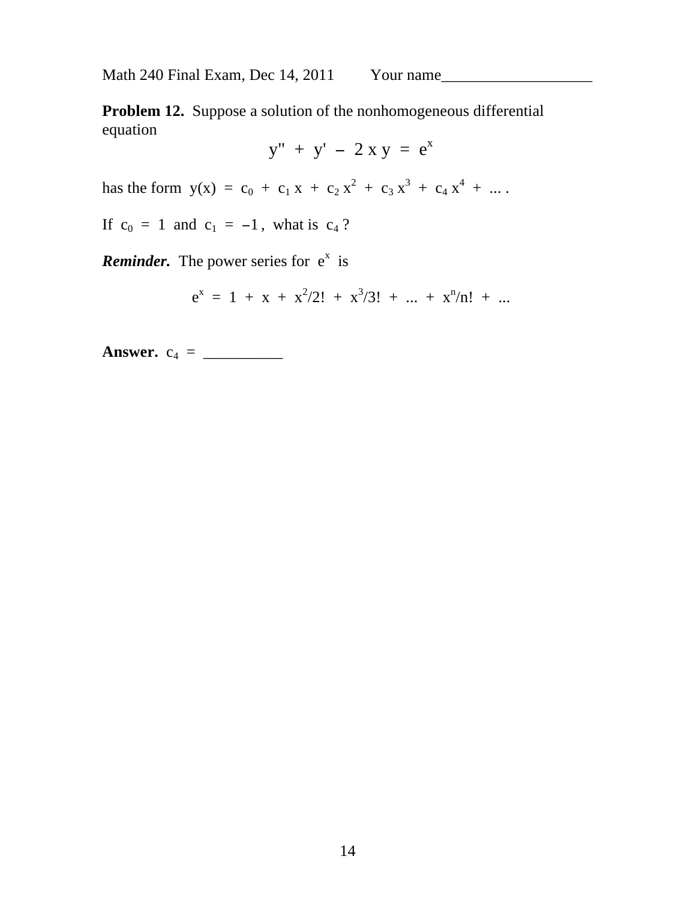Math 240 Final Exam, Dec 14, 2011 Your name___________________

**Problem 12.** Suppose a solution of the nonhomogeneous differential equation

$$y'' + y' - 2xy = e^x$$

has the form $y(x) = c_0 + c_1 x + c_2 x^2 + c_3 x^3 + c_4 x^4 + \ldots$ .

If $c_0 = 1$ and $c_1 = -1$, what is $c_4$ ?

***Reminder.*** The power series for $e^x$ is

$$e^x = 1 + x + x^2/2! + x^3/3! + \ldots + x^n/n! + \ldots$$

**Answer.** $c_4$ = __________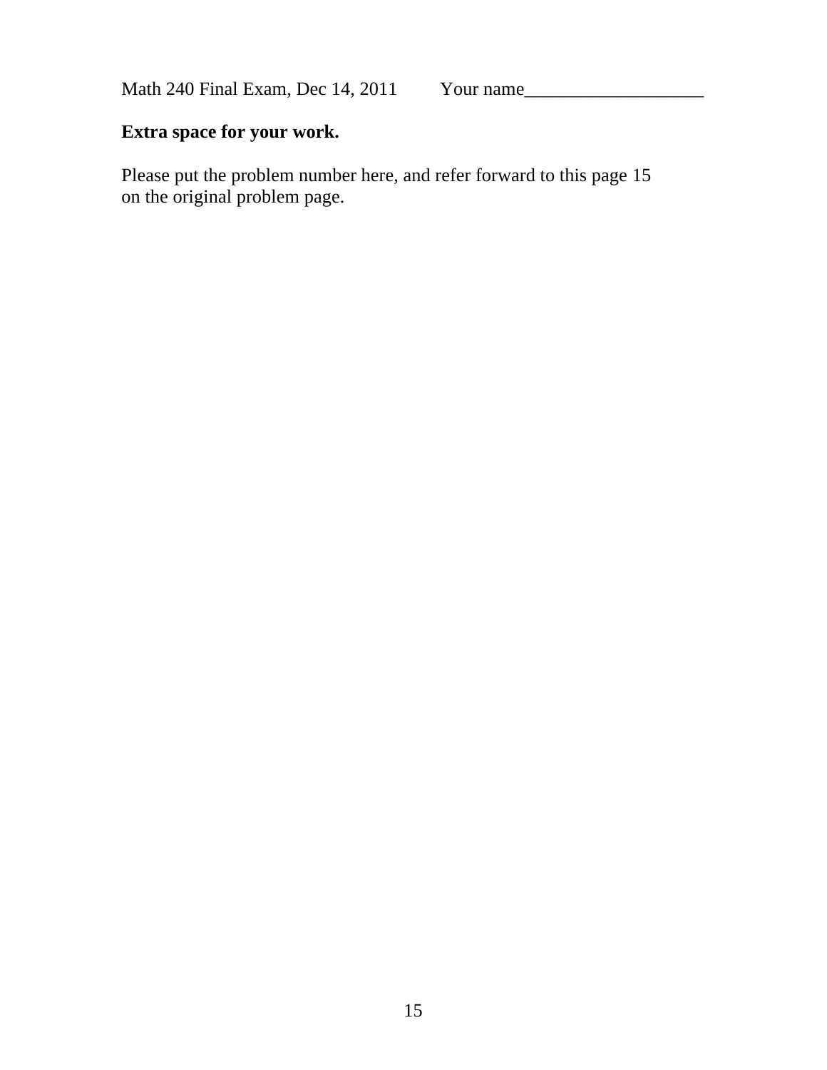**Extra space for your work.**

Please put the problem number here, and refer forward to this page 15 on the original problem page.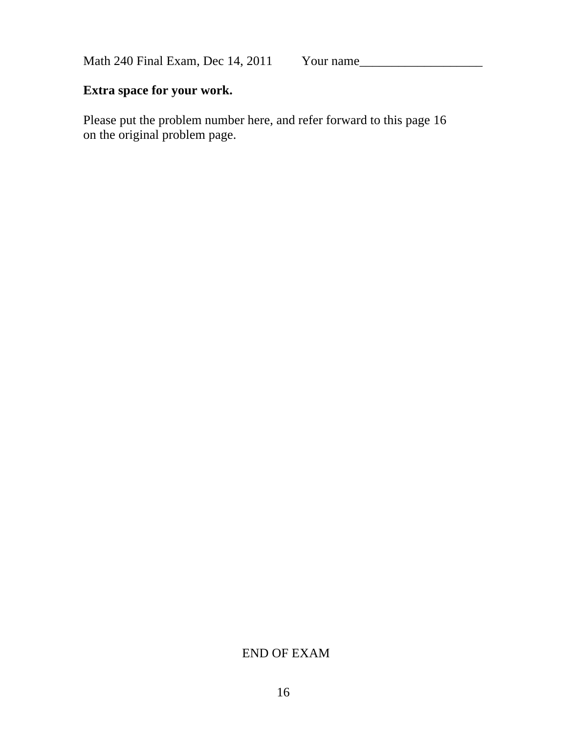Math 240 Final Exam, Dec 14, 2011 Your name___________________

**Extra space for your work.**

Please put the problem number here, and refer forward to this page 16 on the original problem page.

END OF EXAM